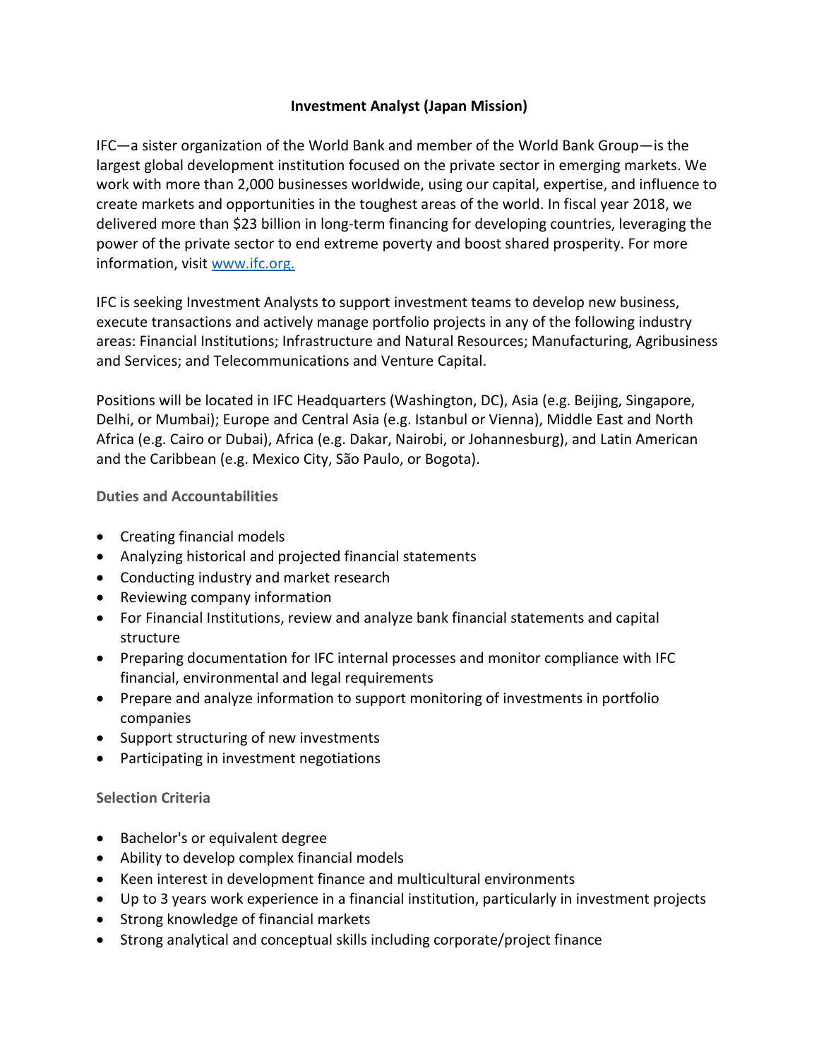# Investment Analyst (Japan Mission)

IFC—a sister organization of the World Bank and member of the World Bank Group—is the largest global development institution focused on the private sector in emerging markets. We work with more than 2,000 businesses worldwide, using our capital, expertise, and influence to create markets and opportunities in the toughest areas of the world. In fiscal year 2018, we delivered more than $23 billion in long-term financing for developing countries, leveraging the power of the private sector to end extreme poverty and boost shared prosperity. For more information, visit [www.ifc.org.](http://www.ifc.org)

IFC is seeking Investment Analysts to support investment teams to develop new business, execute transactions and actively manage portfolio projects in any of the following industry areas: Financial Institutions; Infrastructure and Natural Resources; Manufacturing, Agribusiness and Services; and Telecommunications and Venture Capital.

Positions will be located in IFC Headquarters (Washington, DC), Asia (e.g. Beijing, Singapore, Delhi, or Mumbai); Europe and Central Asia (e.g. Istanbul or Vienna), Middle East and North Africa (e.g. Cairo or Dubai), Africa (e.g. Dakar, Nairobi, or Johannesburg), and Latin American and the Caribbean (e.g. Mexico City, São Paulo, or Bogota).

## Duties and Accountabilities

- Creating financial models
- Analyzing historical and projected financial statements
- Conducting industry and market research
- Reviewing company information
- For Financial Institutions, review and analyze bank financial statements and capital structure
- Preparing documentation for IFC internal processes and monitor compliance with IFC financial, environmental and legal requirements
- Prepare and analyze information to support monitoring of investments in portfolio companies
- Support structuring of new investments
- Participating in investment negotiations

## Selection Criteria

- Bachelor's or equivalent degree
- Ability to develop complex financial models
- Keen interest in development finance and multicultural environments
- Up to 3 years work experience in a financial institution, particularly in investment projects
- Strong knowledge of financial markets
- Strong analytical and conceptual skills including corporate/project finance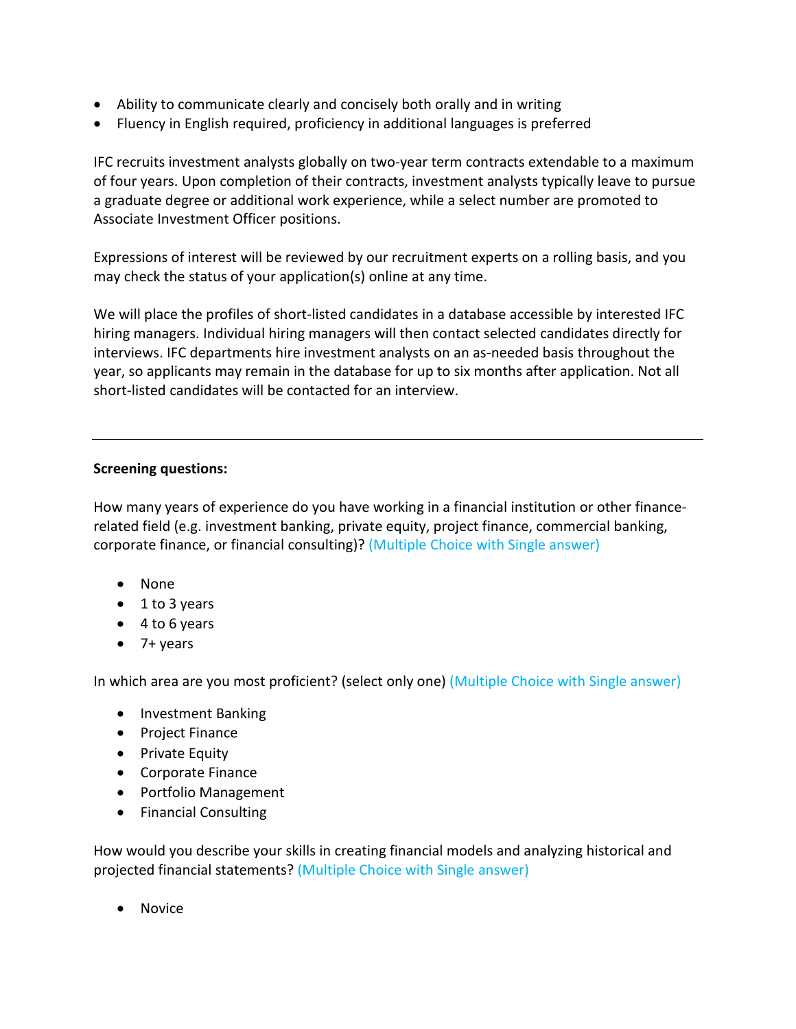- Ability to communicate clearly and concisely both orally and in writing
- Fluency in English required, proficiency in additional languages is preferred

IFC recruits investment analysts globally on two-year term contracts extendable to a maximum of four years. Upon completion of their contracts, investment analysts typically leave to pursue a graduate degree or additional work experience, while a select number are promoted to Associate Investment Officer positions.

Expressions of interest will be reviewed by our recruitment experts on a rolling basis, and you may check the status of your application(s) online at any time.

We will place the profiles of short-listed candidates in a database accessible by interested IFC hiring managers. Individual hiring managers will then contact selected candidates directly for interviews. IFC departments hire investment analysts on an as-needed basis throughout the year, so applicants may remain in the database for up to six months after application. Not all short-listed candidates will be contacted for an interview.

---

**Screening questions:**

How many years of experience do you have working in a financial institution or other finance-related field (e.g. investment banking, private equity, project finance, commercial banking, corporate finance, or financial consulting)? (Multiple Choice with Single answer)

- None
- 1 to 3 years
- 4 to 6 years
- 7+ years

In which area are you most proficient? (select only one) (Multiple Choice with Single answer)

- Investment Banking
- Project Finance
- Private Equity
- Corporate Finance
- Portfolio Management
- Financial Consulting

How would you describe your skills in creating financial models and analyzing historical and projected financial statements? (Multiple Choice with Single answer)

- Novice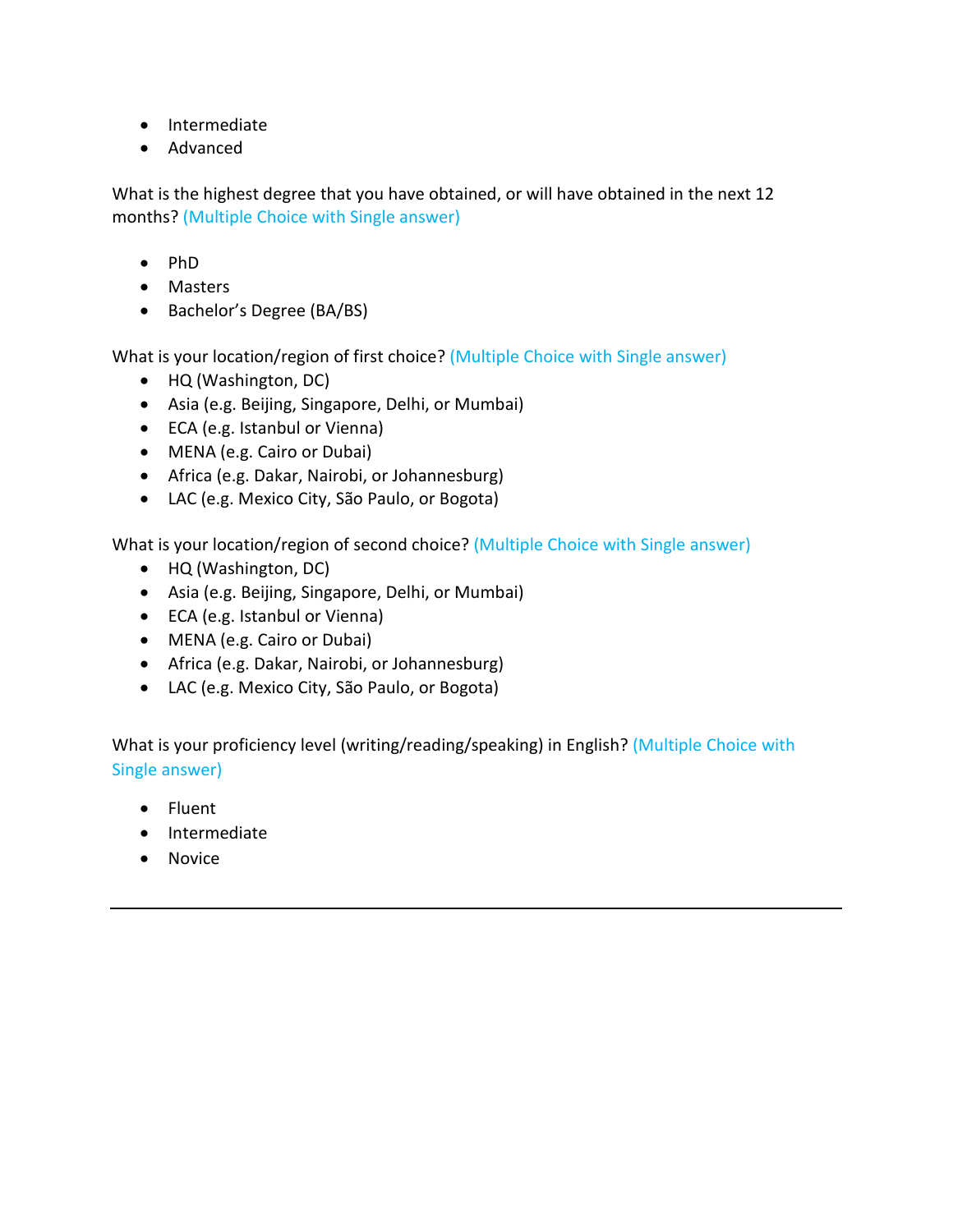- Intermediate
- Advanced

What is the highest degree that you have obtained, or will have obtained in the next 12 months? (Multiple Choice with Single answer)

- PhD
- Masters
- Bachelor's Degree (BA/BS)

What is your location/region of first choice? (Multiple Choice with Single answer)

- HQ (Washington, DC)
- Asia (e.g. Beijing, Singapore, Delhi, or Mumbai)
- ECA (e.g. Istanbul or Vienna)
- MENA (e.g. Cairo or Dubai)
- Africa (e.g. Dakar, Nairobi, or Johannesburg)
- LAC (e.g. Mexico City, São Paulo, or Bogota)

What is your location/region of second choice? (Multiple Choice with Single answer)

- HQ (Washington, DC)
- Asia (e.g. Beijing, Singapore, Delhi, or Mumbai)
- ECA (e.g. Istanbul or Vienna)
- MENA (e.g. Cairo or Dubai)
- Africa (e.g. Dakar, Nairobi, or Johannesburg)
- LAC (e.g. Mexico City, São Paulo, or Bogota)

What is your proficiency level (writing/reading/speaking) in English? (Multiple Choice with Single answer)

- Fluent
- Intermediate
- Novice

---